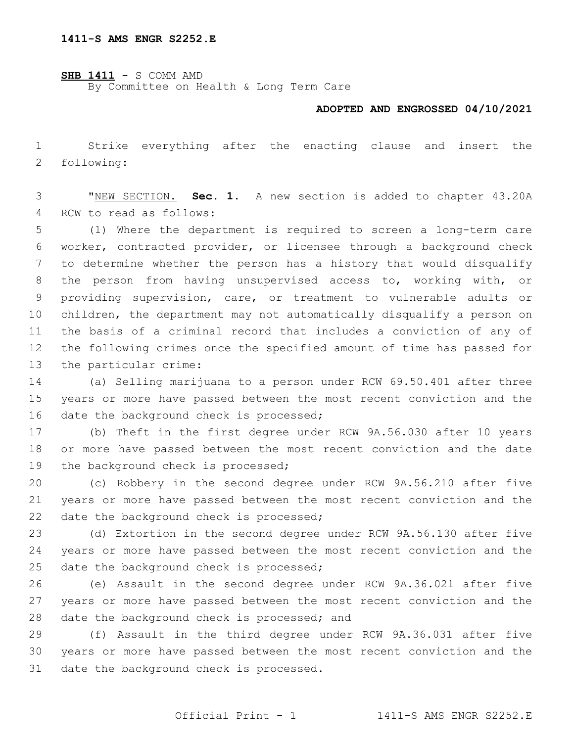1411-S AMS ENGR S2252.E

**SHB 1411** - S COMM AMD
By Committee on Health & Long Term Care

**ADOPTED AND ENGROSSED 04/10/2021**

Strike everything after the enacting clause and insert the following:

"NEW SECTION. **Sec. 1.** A new section is added to chapter 43.20A RCW to read as follows:

(1) Where the department is required to screen a long-term care worker, contracted provider, or licensee through a background check to determine whether the person has a history that would disqualify the person from having unsupervised access to, working with, or providing supervision, care, or treatment to vulnerable adults or children, the department may not automatically disqualify a person on the basis of a criminal record that includes a conviction of any of the following crimes once the specified amount of time has passed for the particular crime:

(a) Selling marijuana to a person under RCW 69.50.401 after three years or more have passed between the most recent conviction and the date the background check is processed;

(b) Theft in the first degree under RCW 9A.56.030 after 10 years or more have passed between the most recent conviction and the date the background check is processed;

(c) Robbery in the second degree under RCW 9A.56.210 after five years or more have passed between the most recent conviction and the date the background check is processed;

(d) Extortion in the second degree under RCW 9A.56.130 after five years or more have passed between the most recent conviction and the date the background check is processed;

(e) Assault in the second degree under RCW 9A.36.021 after five years or more have passed between the most recent conviction and the date the background check is processed; and

(f) Assault in the third degree under RCW 9A.36.031 after five years or more have passed between the most recent conviction and the date the background check is processed.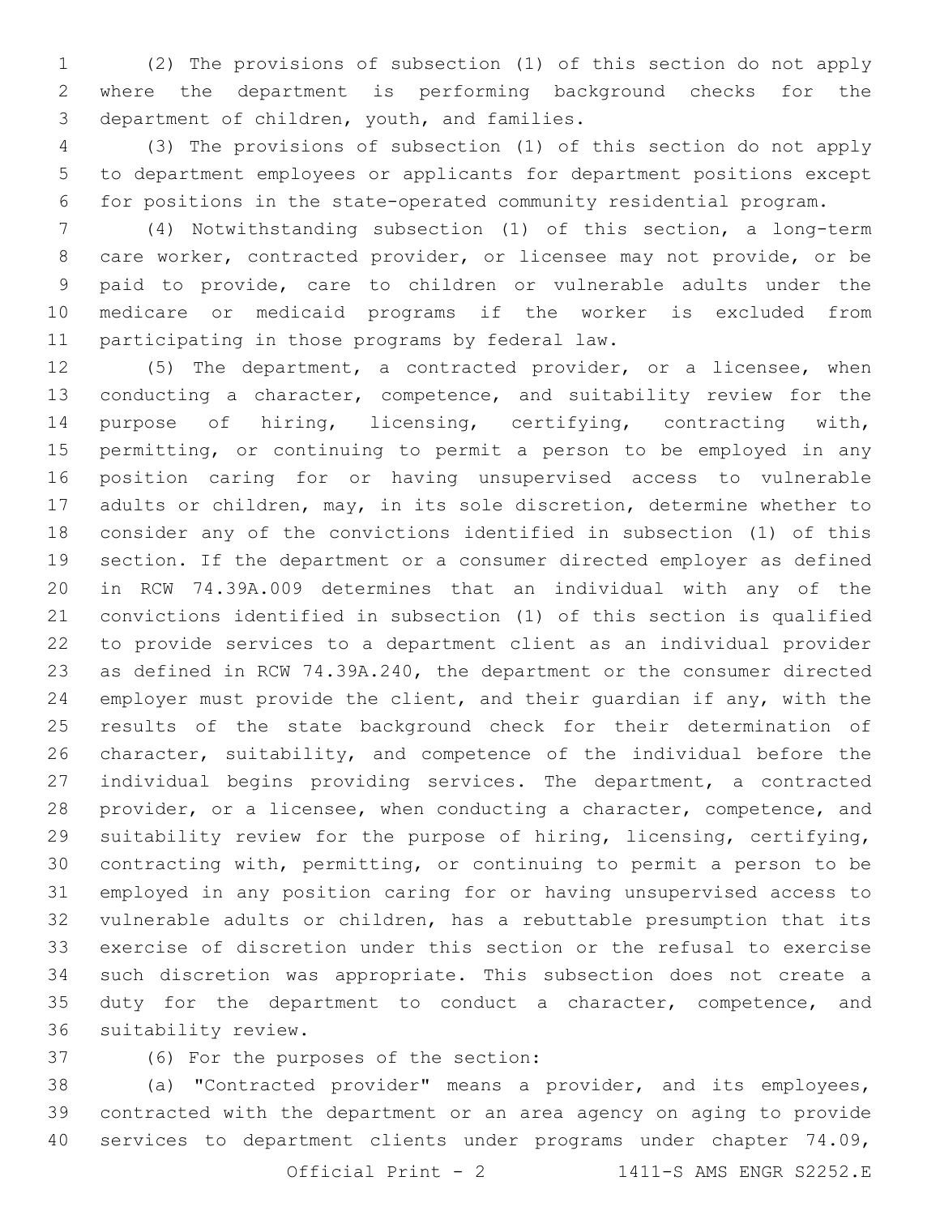(2) The provisions of subsection (1) of this section do not apply where the department is performing background checks for the department of children, youth, and families.

(3) The provisions of subsection (1) of this section do not apply to department employees or applicants for department positions except for positions in the state-operated community residential program.

(4) Notwithstanding subsection (1) of this section, a long-term care worker, contracted provider, or licensee may not provide, or be paid to provide, care to children or vulnerable adults under the medicare or medicaid programs if the worker is excluded from participating in those programs by federal law.

(5) The department, a contracted provider, or a licensee, when conducting a character, competence, and suitability review for the purpose of hiring, licensing, certifying, contracting with, permitting, or continuing to permit a person to be employed in any position caring for or having unsupervised access to vulnerable adults or children, may, in its sole discretion, determine whether to consider any of the convictions identified in subsection (1) of this section. If the department or a consumer directed employer as defined in RCW 74.39A.009 determines that an individual with any of the convictions identified in subsection (1) of this section is qualified to provide services to a department client as an individual provider as defined in RCW 74.39A.240, the department or the consumer directed employer must provide the client, and their guardian if any, with the results of the state background check for their determination of character, suitability, and competence of the individual before the individual begins providing services. The department, a contracted provider, or a licensee, when conducting a character, competence, and suitability review for the purpose of hiring, licensing, certifying, contracting with, permitting, or continuing to permit a person to be employed in any position caring for or having unsupervised access to vulnerable adults or children, has a rebuttable presumption that its exercise of discretion under this section or the refusal to exercise such discretion was appropriate. This subsection does not create a duty for the department to conduct a character, competence, and suitability review.

(6) For the purposes of the section:

(a) "Contracted provider" means a provider, and its employees, contracted with the department or an area agency on aging to provide services to department clients under programs under chapter 74.09,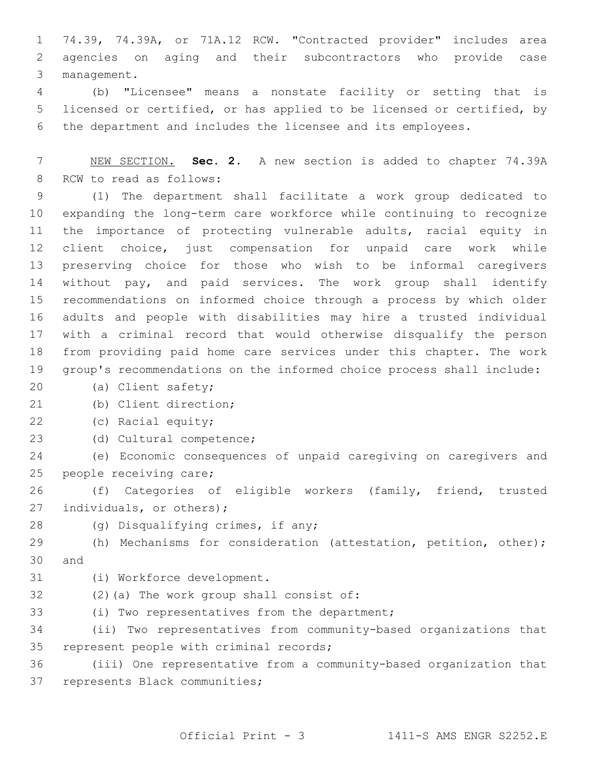74.39, 74.39A, or 71A.12 RCW. "Contracted provider" includes area agencies on aging and their subcontractors who provide case management.

(b) "Licensee" means a nonstate facility or setting that is licensed or certified, or has applied to be licensed or certified, by the department and includes the licensee and its employees.

NEW SECTION. **Sec. 2.** A new section is added to chapter 74.39A RCW to read as follows:

(1) The department shall facilitate a work group dedicated to expanding the long-term care workforce while continuing to recognize the importance of protecting vulnerable adults, racial equity in client choice, just compensation for unpaid care work while preserving choice for those who wish to be informal caregivers without pay, and paid services. The work group shall identify recommendations on informed choice through a process by which older adults and people with disabilities may hire a trusted individual with a criminal record that would otherwise disqualify the person from providing paid home care services under this chapter. The work group's recommendations on the informed choice process shall include:

(a) Client safety;

(b) Client direction;

(c) Racial equity;

(d) Cultural competence;

(e) Economic consequences of unpaid caregiving on caregivers and people receiving care;

(f) Categories of eligible workers (family, friend, trusted individuals, or others);

(g) Disqualifying crimes, if any;

(h) Mechanisms for consideration (attestation, petition, other); and

(i) Workforce development.

(2)(a) The work group shall consist of:

(i) Two representatives from the department;

(ii) Two representatives from community-based organizations that represent people with criminal records;

(iii) One representative from a community-based organization that represents Black communities;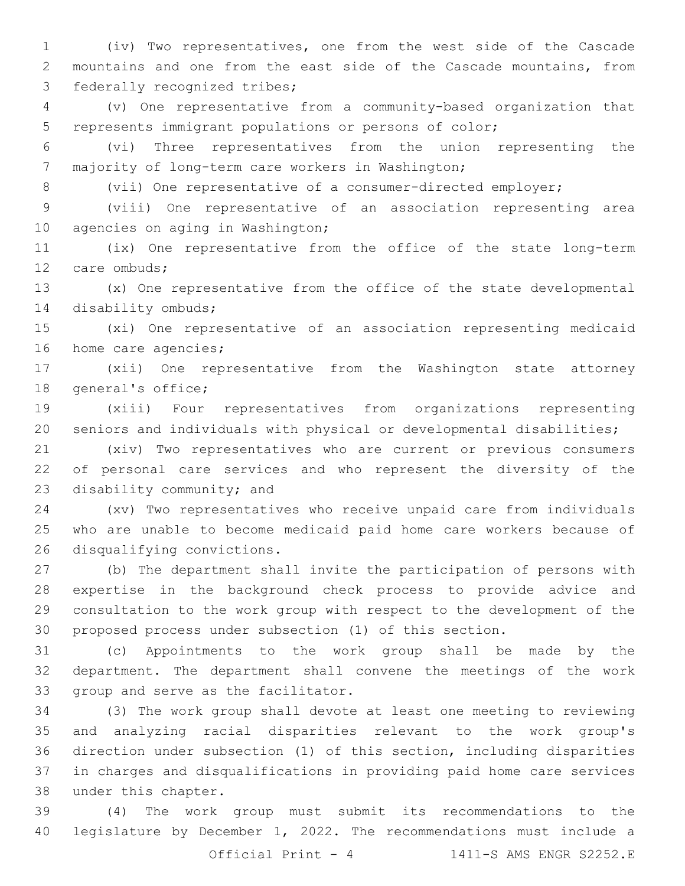(iv) Two representatives, one from the west side of the Cascade mountains and one from the east side of the Cascade mountains, from federally recognized tribes;

(v) One representative from a community-based organization that represents immigrant populations or persons of color;

(vi) Three representatives from the union representing the majority of long-term care workers in Washington;

(vii) One representative of a consumer-directed employer;

(viii) One representative of an association representing area agencies on aging in Washington;

(ix) One representative from the office of the state long-term care ombuds;

(x) One representative from the office of the state developmental disability ombuds;

(xi) One representative of an association representing medicaid home care agencies;

(xii) One representative from the Washington state attorney general's office;

(xiii) Four representatives from organizations representing seniors and individuals with physical or developmental disabilities;

(xiv) Two representatives who are current or previous consumers of personal care services and who represent the diversity of the disability community; and

(xv) Two representatives who receive unpaid care from individuals who are unable to become medicaid paid home care workers because of disqualifying convictions.

(b) The department shall invite the participation of persons with expertise in the background check process to provide advice and consultation to the work group with respect to the development of the proposed process under subsection (1) of this section.

(c) Appointments to the work group shall be made by the department. The department shall convene the meetings of the work group and serve as the facilitator.

(3) The work group shall devote at least one meeting to reviewing and analyzing racial disparities relevant to the work group's direction under subsection (1) of this section, including disparities in charges and disqualifications in providing paid home care services under this chapter.

(4) The work group must submit its recommendations to the legislature by December 1, 2022. The recommendations must include a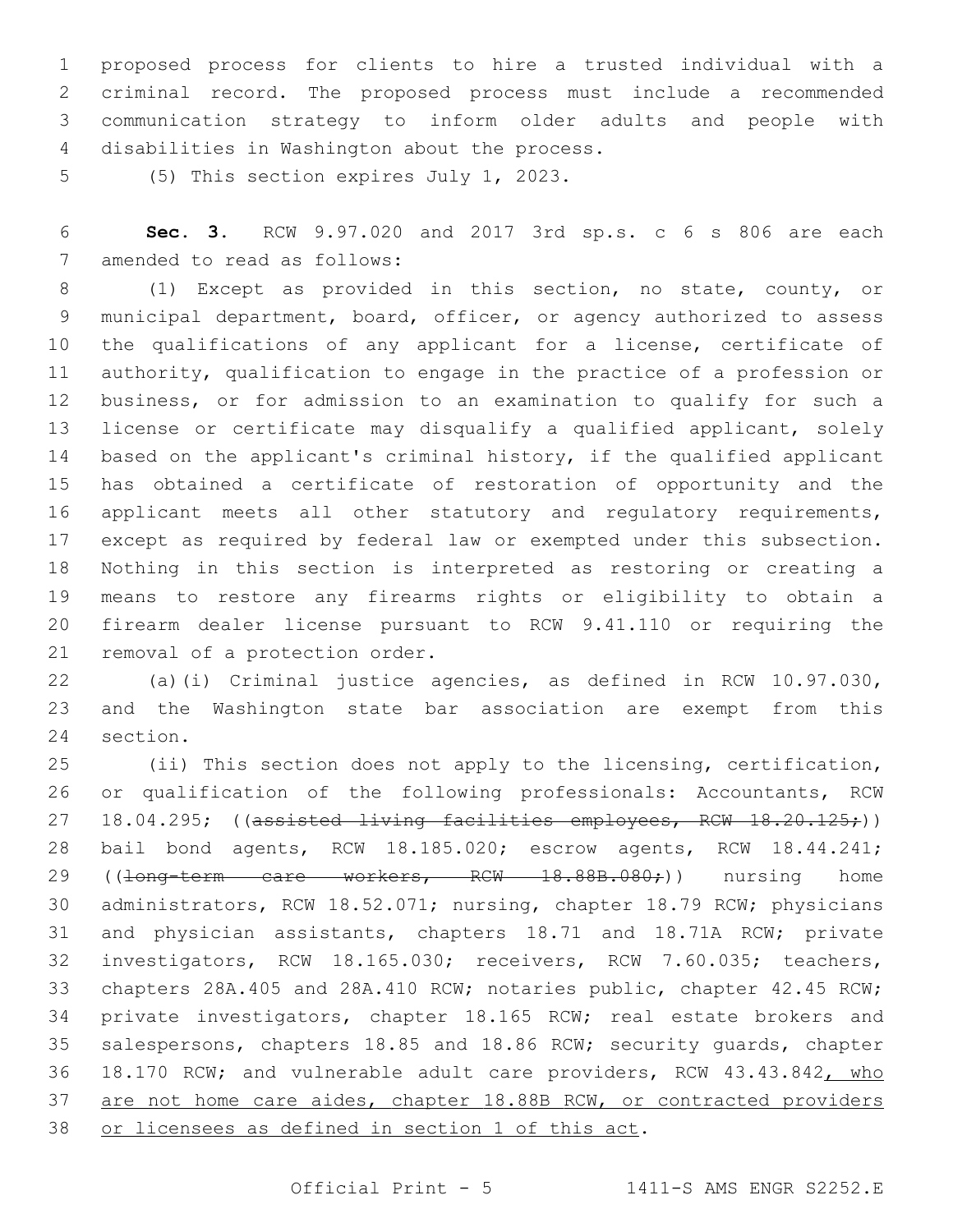proposed process for clients to hire a trusted individual with a criminal record. The proposed process must include a recommended communication strategy to inform older adults and people with disabilities in Washington about the process.

(5) This section expires July 1, 2023.

**Sec. 3.** RCW 9.97.020 and 2017 3rd sp.s. c 6 s 806 are each amended to read as follows:

(1) Except as provided in this section, no state, county, or municipal department, board, officer, or agency authorized to assess the qualifications of any applicant for a license, certificate of authority, qualification to engage in the practice of a profession or business, or for admission to an examination to qualify for such a license or certificate may disqualify a qualified applicant, solely based on the applicant's criminal history, if the qualified applicant has obtained a certificate of restoration of opportunity and the applicant meets all other statutory and regulatory requirements, except as required by federal law or exempted under this subsection. Nothing in this section is interpreted as restoring or creating a means to restore any firearms rights or eligibility to obtain a firearm dealer license pursuant to RCW 9.41.110 or requiring the removal of a protection order.

(a)(i) Criminal justice agencies, as defined in RCW 10.97.030, and the Washington state bar association are exempt from this section.

(ii) This section does not apply to the licensing, certification, or qualification of the following professionals: Accountants, RCW 18.04.295; ((~~assisted living facilities employees, RCW 18.20.125;~~)) bail bond agents, RCW 18.185.020; escrow agents, RCW 18.44.241; ((~~long-term care workers, RCW 18.88B.080;~~)) nursing home administrators, RCW 18.52.071; nursing, chapter 18.79 RCW; physicians and physician assistants, chapters 18.71 and 18.71A RCW; private investigators, RCW 18.165.030; receivers, RCW 7.60.035; teachers, chapters 28A.405 and 28A.410 RCW; notaries public, chapter 42.45 RCW; private investigators, chapter 18.165 RCW; real estate brokers and salespersons, chapters 18.85 and 18.86 RCW; security guards, chapter 18.170 RCW; and vulnerable adult care providers, RCW 43.43.842<u>, who are not home care aides, chapter 18.88B RCW, or contracted providers or licensees as defined in section 1 of this act</u>.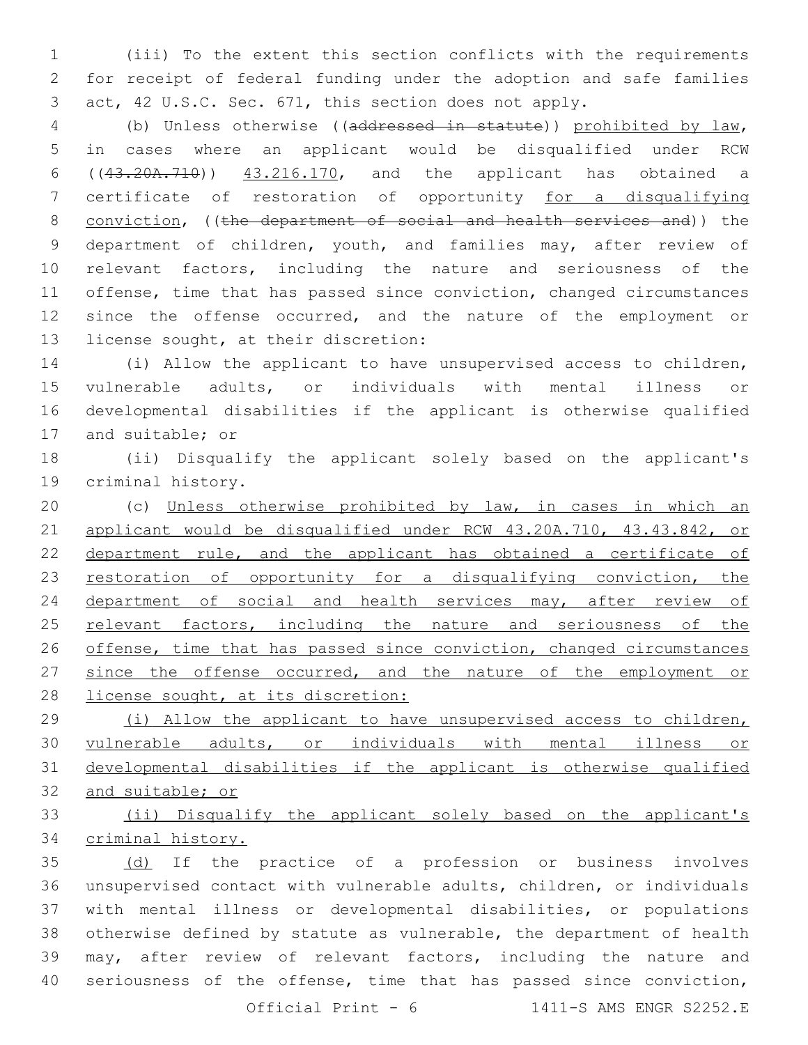(iii) To the extent this section conflicts with the requirements for receipt of federal funding under the adoption and safe families act, 42 U.S.C. Sec. 671, this section does not apply.

(b) Unless otherwise ((~~addressed in statute~~)) <u>prohibited by law</u>, in cases where an applicant would be disqualified under RCW ((~~43.20A.710~~)) <u>43.216.170</u>, and the applicant has obtained a certificate of restoration of opportunity <u>for a disqualifying conviction</u>, ((~~the department of social and health services and~~)) the department of children, youth, and families may, after review of relevant factors, including the nature and seriousness of the offense, time that has passed since conviction, changed circumstances since the offense occurred, and the nature of the employment or license sought, at their discretion:

(i) Allow the applicant to have unsupervised access to children, vulnerable adults, or individuals with mental illness or developmental disabilities if the applicant is otherwise qualified and suitable; or

(ii) Disqualify the applicant solely based on the applicant's criminal history.

(c) <u>Unless otherwise prohibited by law, in cases in which an applicant would be disqualified under RCW 43.20A.710, 43.43.842, or department rule, and the applicant has obtained a certificate of restoration of opportunity for a disqualifying conviction, the department of social and health services may, after review of relevant factors, including the nature and seriousness of the offense, time that has passed since conviction, changed circumstances since the offense occurred, and the nature of the employment or license sought, at its discretion:</u>

<u>(i) Allow the applicant to have unsupervised access to children, vulnerable adults, or individuals with mental illness or developmental disabilities if the applicant is otherwise qualified and suitable; or</u>

<u>(ii) Disqualify the applicant solely based on the applicant's criminal history.</u>

<u>(d)</u> If the practice of a profession or business involves unsupervised contact with vulnerable adults, children, or individuals with mental illness or developmental disabilities, or populations otherwise defined by statute as vulnerable, the department of health may, after review of relevant factors, including the nature and seriousness of the offense, time that has passed since conviction,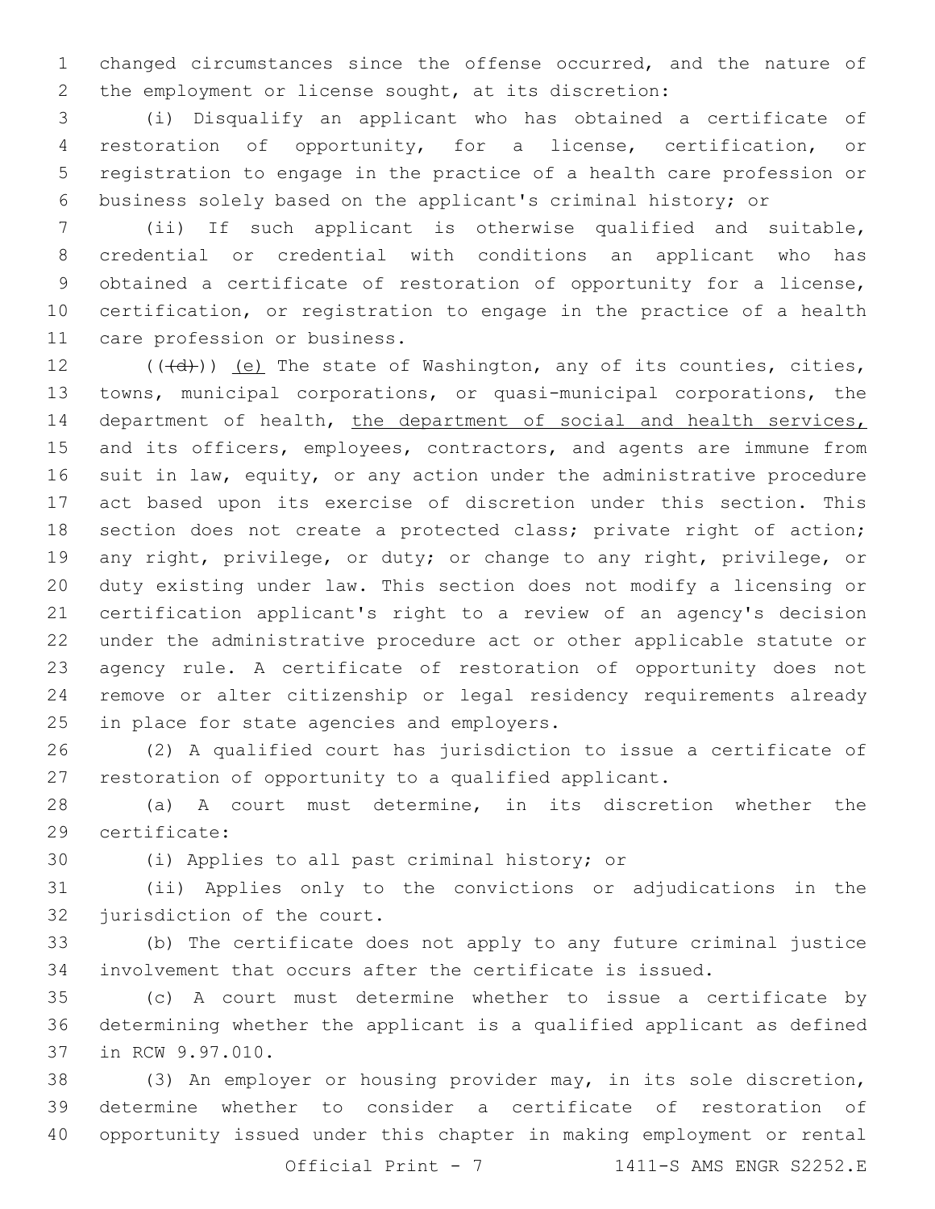changed circumstances since the offense occurred, and the nature of the employment or license sought, at its discretion:

(i) Disqualify an applicant who has obtained a certificate of restoration of opportunity, for a license, certification, or registration to engage in the practice of a health care profession or business solely based on the applicant's criminal history; or

(ii) If such applicant is otherwise qualified and suitable, credential or credential with conditions an applicant who has obtained a certificate of restoration of opportunity for a license, certification, or registration to engage in the practice of a health care profession or business.

~~((d))~~ <u>(e)</u> The state of Washington, any of its counties, cities, towns, municipal corporations, or quasi-municipal corporations, the department of health, <u>the department of social and health services,</u> and its officers, employees, contractors, and agents are immune from suit in law, equity, or any action under the administrative procedure act based upon its exercise of discretion under this section. This section does not create a protected class; private right of action; any right, privilege, or duty; or change to any right, privilege, or duty existing under law. This section does not modify a licensing or certification applicant's right to a review of an agency's decision under the administrative procedure act or other applicable statute or agency rule. A certificate of restoration of opportunity does not remove or alter citizenship or legal residency requirements already in place for state agencies and employers.

(2) A qualified court has jurisdiction to issue a certificate of restoration of opportunity to a qualified applicant.

(a) A court must determine, in its discretion whether the certificate:

(i) Applies to all past criminal history; or

(ii) Applies only to the convictions or adjudications in the jurisdiction of the court.

(b) The certificate does not apply to any future criminal justice involvement that occurs after the certificate is issued.

(c) A court must determine whether to issue a certificate by determining whether the applicant is a qualified applicant as defined in RCW 9.97.010.

(3) An employer or housing provider may, in its sole discretion, determine whether to consider a certificate of restoration of opportunity issued under this chapter in making employment or rental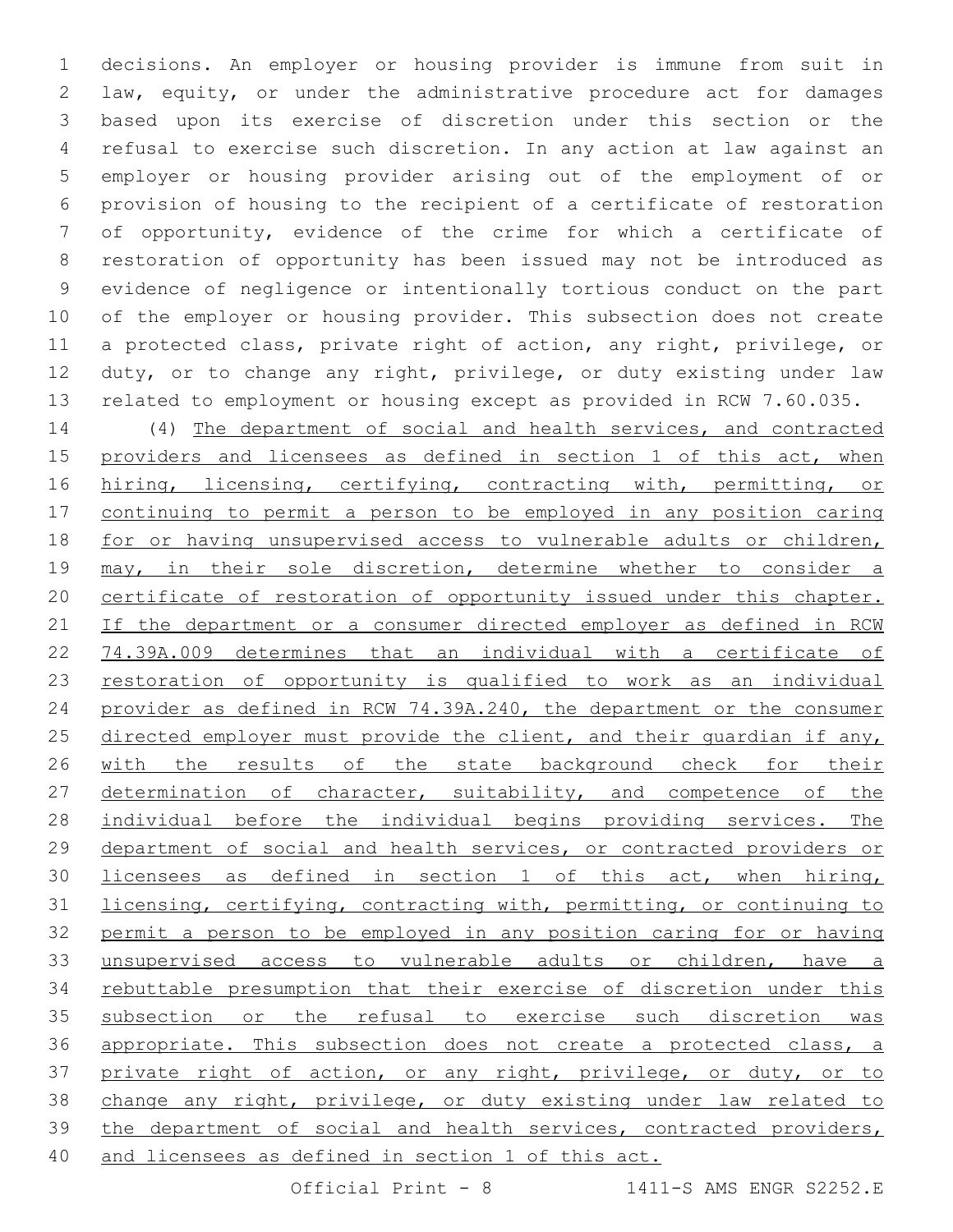decisions. An employer or housing provider is immune from suit in law, equity, or under the administrative procedure act for damages based upon its exercise of discretion under this section or the refusal to exercise such discretion. In any action at law against an employer or housing provider arising out of the employment of or provision of housing to the recipient of a certificate of restoration of opportunity, evidence of the crime for which a certificate of restoration of opportunity has been issued may not be introduced as evidence of negligence or intentionally tortious conduct on the part of the employer or housing provider. This subsection does not create a protected class, private right of action, any right, privilege, or duty, or to change any right, privilege, or duty existing under law related to employment or housing except as provided in RCW 7.60.035.

(4) <u>The department of social and health services, and contracted providers and licensees as defined in section 1 of this act, when hiring, licensing, certifying, contracting with, permitting, or continuing to permit a person to be employed in any position caring for or having unsupervised access to vulnerable adults or children, may, in their sole discretion, determine whether to consider a certificate of restoration of opportunity issued under this chapter. If the department or a consumer directed employer as defined in RCW 74.39A.009 determines that an individual with a certificate of restoration of opportunity is qualified to work as an individual provider as defined in RCW 74.39A.240, the department or the consumer directed employer must provide the client, and their guardian if any, with the results of the state background check for their determination of character, suitability, and competence of the individual before the individual begins providing services. The department of social and health services, or contracted providers or licensees as defined in section 1 of this act, when hiring, licensing, certifying, contracting with, permitting, or continuing to permit a person to be employed in any position caring for or having unsupervised access to vulnerable adults or children, have a rebuttable presumption that their exercise of discretion under this subsection or the refusal to exercise such discretion was appropriate. This subsection does not create a protected class, a private right of action, or any right, privilege, or duty, or to change any right, privilege, or duty existing under law related to the department of social and health services, contracted providers, and licensees as defined in section 1 of this act.</u>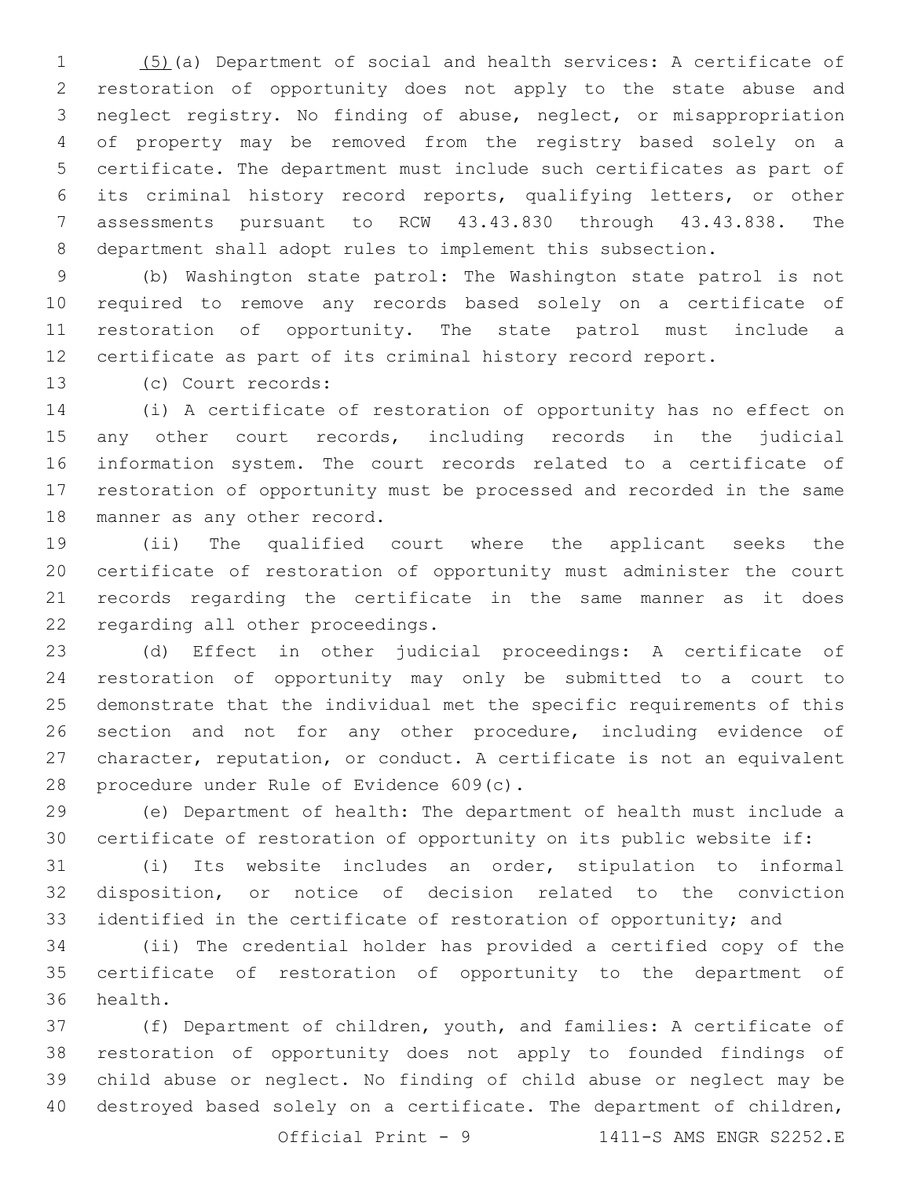(5)(a) Department of social and health services: A certificate of restoration of opportunity does not apply to the state abuse and neglect registry. No finding of abuse, neglect, or misappropriation of property may be removed from the registry based solely on a certificate. The department must include such certificates as part of its criminal history record reports, qualifying letters, or other assessments pursuant to RCW 43.43.830 through 43.43.838. The department shall adopt rules to implement this subsection.

(b) Washington state patrol: The Washington state patrol is not required to remove any records based solely on a certificate of restoration of opportunity. The state patrol must include a certificate as part of its criminal history record report.

(c) Court records:

(i) A certificate of restoration of opportunity has no effect on any other court records, including records in the judicial information system. The court records related to a certificate of restoration of opportunity must be processed and recorded in the same manner as any other record.

(ii) The qualified court where the applicant seeks the certificate of restoration of opportunity must administer the court records regarding the certificate in the same manner as it does regarding all other proceedings.

(d) Effect in other judicial proceedings: A certificate of restoration of opportunity may only be submitted to a court to demonstrate that the individual met the specific requirements of this section and not for any other procedure, including evidence of character, reputation, or conduct. A certificate is not an equivalent procedure under Rule of Evidence 609(c).

(e) Department of health: The department of health must include a certificate of restoration of opportunity on its public website if:

(i) Its website includes an order, stipulation to informal disposition, or notice of decision related to the conviction identified in the certificate of restoration of opportunity; and

(ii) The credential holder has provided a certified copy of the certificate of restoration of opportunity to the department of health.

(f) Department of children, youth, and families: A certificate of restoration of opportunity does not apply to founded findings of child abuse or neglect. No finding of child abuse or neglect may be destroyed based solely on a certificate. The department of children,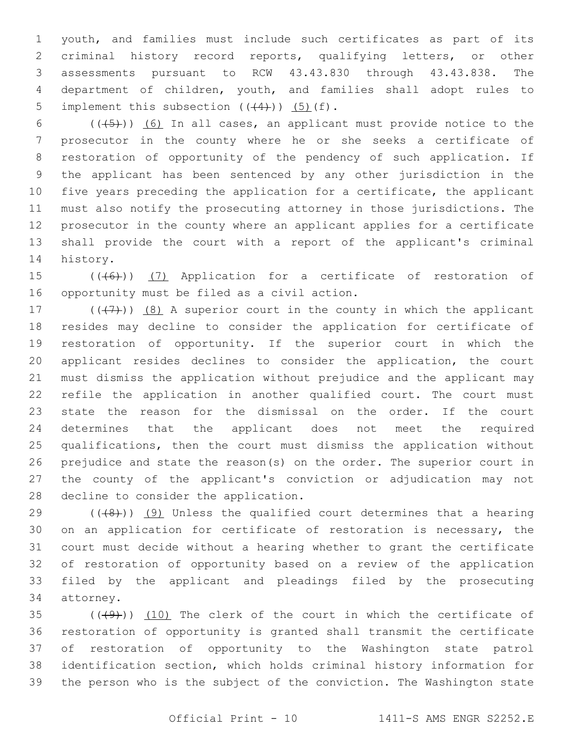youth, and families must include such certificates as part of its criminal history record reports, qualifying letters, or other assessments pursuant to RCW 43.43.830 through 43.43.838. The department of children, youth, and families shall adopt rules to implement this subsection ((~~(4)~~)) (5)(f).

((~~(5)~~)) (6) In all cases, an applicant must provide notice to the prosecutor in the county where he or she seeks a certificate of restoration of opportunity of the pendency of such application. If the applicant has been sentenced by any other jurisdiction in the five years preceding the application for a certificate, the applicant must also notify the prosecuting attorney in those jurisdictions. The prosecutor in the county where an applicant applies for a certificate shall provide the court with a report of the applicant's criminal history.

((~~(6)~~)) (7) Application for a certificate of restoration of opportunity must be filed as a civil action.

((~~(7)~~)) (8) A superior court in the county in which the applicant resides may decline to consider the application for certificate of restoration of opportunity. If the superior court in which the applicant resides declines to consider the application, the court must dismiss the application without prejudice and the applicant may refile the application in another qualified court. The court must state the reason for the dismissal on the order. If the court determines that the applicant does not meet the required qualifications, then the court must dismiss the application without prejudice and state the reason(s) on the order. The superior court in the county of the applicant's conviction or adjudication may not decline to consider the application.

((~~(8)~~)) (9) Unless the qualified court determines that a hearing on an application for certificate of restoration is necessary, the court must decide without a hearing whether to grant the certificate of restoration of opportunity based on a review of the application filed by the applicant and pleadings filed by the prosecuting attorney.

((~~(9)~~)) (10) The clerk of the court in which the certificate of restoration of opportunity is granted shall transmit the certificate of restoration of opportunity to the Washington state patrol identification section, which holds criminal history information for the person who is the subject of the conviction. The Washington state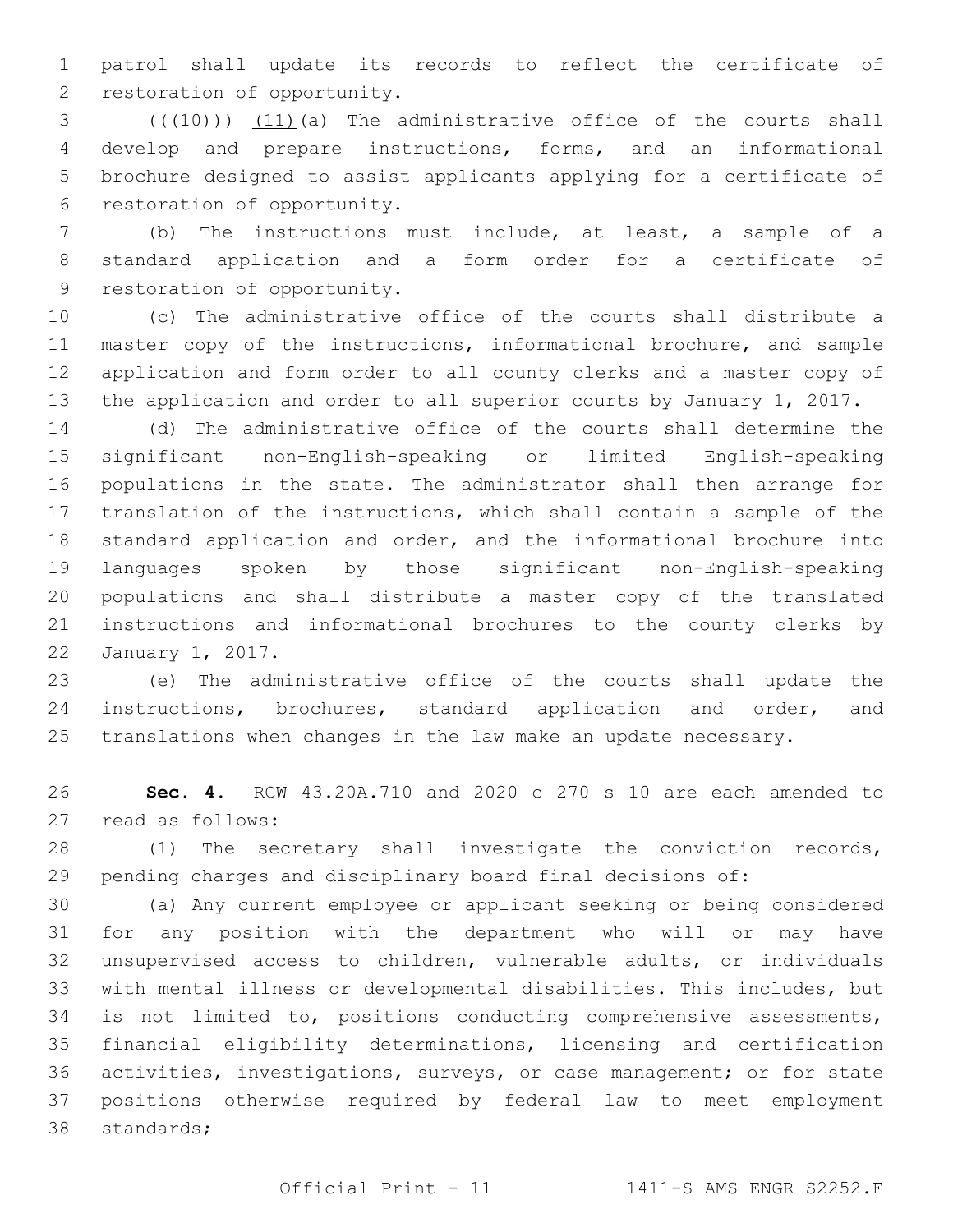patrol shall update its records to reflect the certificate of restoration of opportunity.

(((10))) (11)(a) The administrative office of the courts shall develop and prepare instructions, forms, and an informational brochure designed to assist applicants applying for a certificate of restoration of opportunity.

(b) The instructions must include, at least, a sample of a standard application and a form order for a certificate of restoration of opportunity.

(c) The administrative office of the courts shall distribute a master copy of the instructions, informational brochure, and sample application and form order to all county clerks and a master copy of the application and order to all superior courts by January 1, 2017.

(d) The administrative office of the courts shall determine the significant non-English-speaking or limited English-speaking populations in the state. The administrator shall then arrange for translation of the instructions, which shall contain a sample of the standard application and order, and the informational brochure into languages spoken by those significant non-English-speaking populations and shall distribute a master copy of the translated instructions and informational brochures to the county clerks by January 1, 2017.

(e) The administrative office of the courts shall update the instructions, brochures, standard application and order, and translations when changes in the law make an update necessary.

**Sec. 4.** RCW 43.20A.710 and 2020 c 270 s 10 are each amended to read as follows:

(1) The secretary shall investigate the conviction records, pending charges and disciplinary board final decisions of:

(a) Any current employee or applicant seeking or being considered for any position with the department who will or may have unsupervised access to children, vulnerable adults, or individuals with mental illness or developmental disabilities. This includes, but is not limited to, positions conducting comprehensive assessments, financial eligibility determinations, licensing and certification activities, investigations, surveys, or case management; or for state positions otherwise required by federal law to meet employment standards;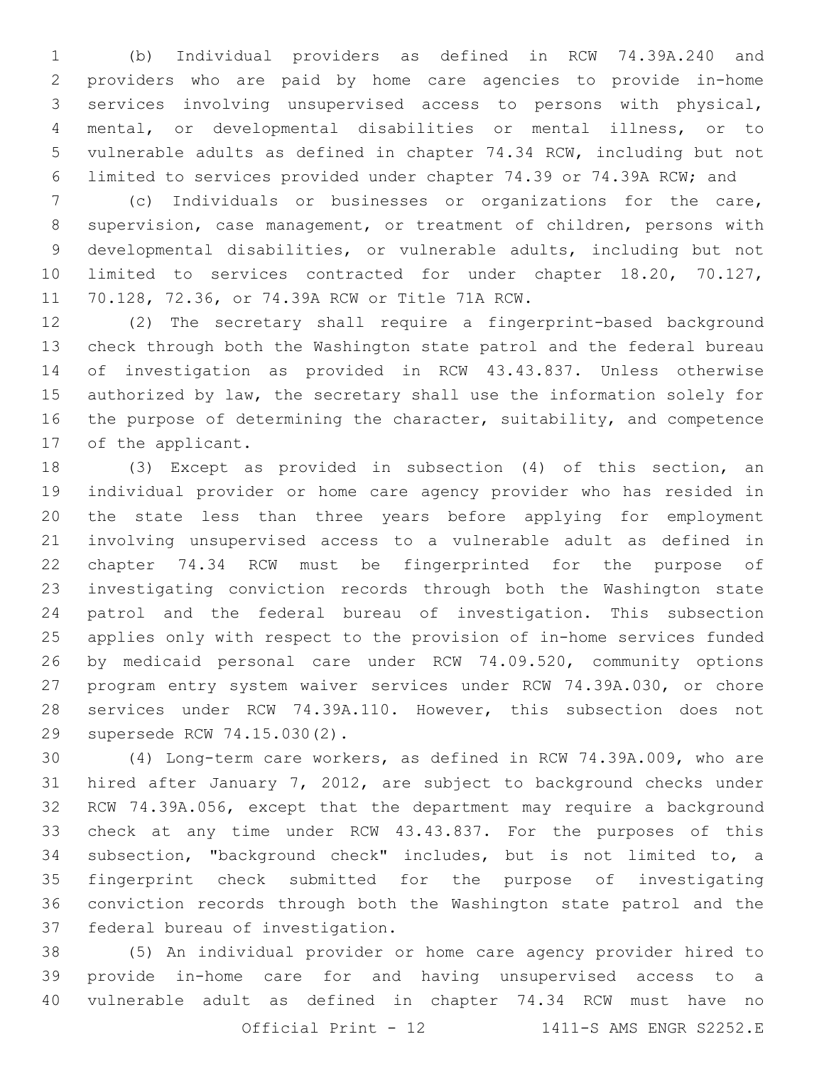(b) Individual providers as defined in RCW 74.39A.240 and providers who are paid by home care agencies to provide in-home services involving unsupervised access to persons with physical, mental, or developmental disabilities or mental illness, or to vulnerable adults as defined in chapter 74.34 RCW, including but not limited to services provided under chapter 74.39 or 74.39A RCW; and

(c) Individuals or businesses or organizations for the care, supervision, case management, or treatment of children, persons with developmental disabilities, or vulnerable adults, including but not limited to services contracted for under chapter 18.20, 70.127, 70.128, 72.36, or 74.39A RCW or Title 71A RCW.

(2) The secretary shall require a fingerprint-based background check through both the Washington state patrol and the federal bureau of investigation as provided in RCW 43.43.837. Unless otherwise authorized by law, the secretary shall use the information solely for the purpose of determining the character, suitability, and competence of the applicant.

(3) Except as provided in subsection (4) of this section, an individual provider or home care agency provider who has resided in the state less than three years before applying for employment involving unsupervised access to a vulnerable adult as defined in chapter 74.34 RCW must be fingerprinted for the purpose of investigating conviction records through both the Washington state patrol and the federal bureau of investigation. This subsection applies only with respect to the provision of in-home services funded by medicaid personal care under RCW 74.09.520, community options program entry system waiver services under RCW 74.39A.030, or chore services under RCW 74.39A.110. However, this subsection does not supersede RCW 74.15.030(2).

(4) Long-term care workers, as defined in RCW 74.39A.009, who are hired after January 7, 2012, are subject to background checks under RCW 74.39A.056, except that the department may require a background check at any time under RCW 43.43.837. For the purposes of this subsection, "background check" includes, but is not limited to, a fingerprint check submitted for the purpose of investigating conviction records through both the Washington state patrol and the federal bureau of investigation.

(5) An individual provider or home care agency provider hired to provide in-home care for and having unsupervised access to a vulnerable adult as defined in chapter 74.34 RCW must have no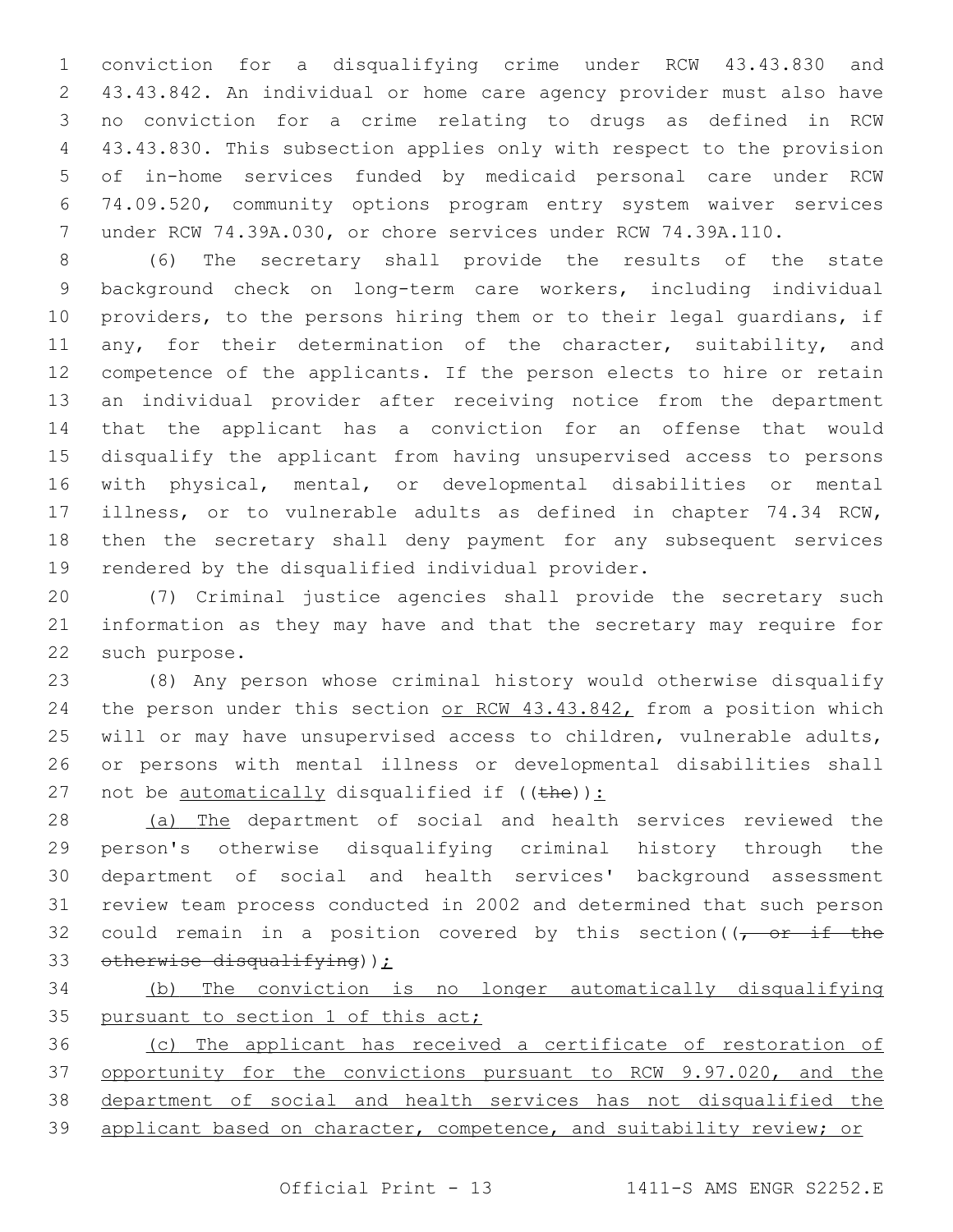conviction for a disqualifying crime under RCW 43.43.830 and 43.43.842. An individual or home care agency provider must also have no conviction for a crime relating to drugs as defined in RCW 43.43.830. This subsection applies only with respect to the provision of in-home services funded by medicaid personal care under RCW 74.09.520, community options program entry system waiver services under RCW 74.39A.030, or chore services under RCW 74.39A.110.

(6) The secretary shall provide the results of the state background check on long-term care workers, including individual providers, to the persons hiring them or to their legal guardians, if any, for their determination of the character, suitability, and competence of the applicants. If the person elects to hire or retain an individual provider after receiving notice from the department that the applicant has a conviction for an offense that would disqualify the applicant from having unsupervised access to persons with physical, mental, or developmental disabilities or mental illness, or to vulnerable adults as defined in chapter 74.34 RCW, then the secretary shall deny payment for any subsequent services rendered by the disqualified individual provider.

(7) Criminal justice agencies shall provide the secretary such information as they may have and that the secretary may require for such purpose.

(8) Any person whose criminal history would otherwise disqualify the person under this section <u>or RCW 43.43.842,</u> from a position which will or may have unsupervised access to children, vulnerable adults, or persons with mental illness or developmental disabilities shall not be <u>automatically</u> disqualified if ((~~the~~))<u>:</u>

<u>(a) The</u> department of social and health services reviewed the person's otherwise disqualifying criminal history through the department of social and health services' background assessment review team process conducted in 2002 and determined that such person could remain in a position covered by this section((~~, or if the otherwise disqualifying~~))<u>;</u>

<u>(b) The conviction is no longer automatically disqualifying pursuant to section 1 of this act;</u>

<u>(c) The applicant has received a certificate of restoration of opportunity for the convictions pursuant to RCW 9.97.020, and the department of social and health services has not disqualified the applicant based on character, competence, and suitability review; or</u>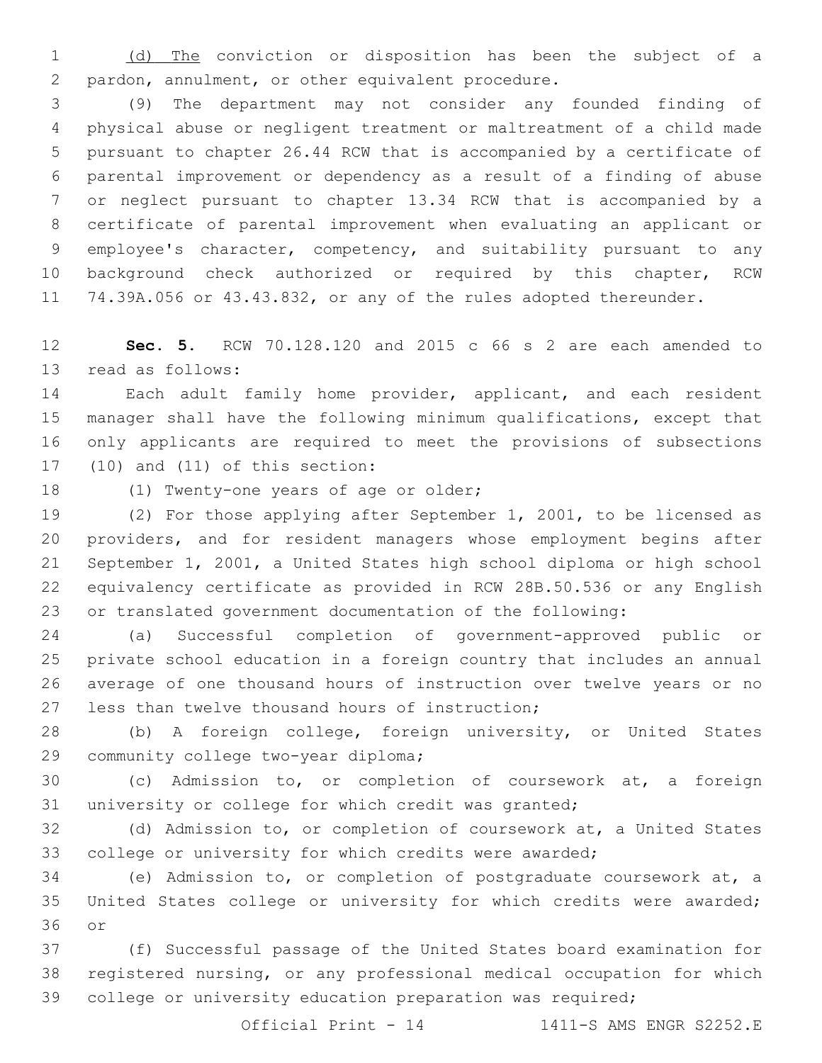(d) The conviction or disposition has been the subject of a pardon, annulment, or other equivalent procedure.

(9) The department may not consider any founded finding of physical abuse or negligent treatment or maltreatment of a child made pursuant to chapter 26.44 RCW that is accompanied by a certificate of parental improvement or dependency as a result of a finding of abuse or neglect pursuant to chapter 13.34 RCW that is accompanied by a certificate of parental improvement when evaluating an applicant or employee's character, competency, and suitability pursuant to any background check authorized or required by this chapter, RCW 74.39A.056 or 43.43.832, or any of the rules adopted thereunder.

**Sec. 5.** RCW 70.128.120 and 2015 c 66 s 2 are each amended to read as follows:

Each adult family home provider, applicant, and each resident manager shall have the following minimum qualifications, except that only applicants are required to meet the provisions of subsections (10) and (11) of this section:

(1) Twenty-one years of age or older;

(2) For those applying after September 1, 2001, to be licensed as providers, and for resident managers whose employment begins after September 1, 2001, a United States high school diploma or high school equivalency certificate as provided in RCW 28B.50.536 or any English or translated government documentation of the following:

(a) Successful completion of government-approved public or private school education in a foreign country that includes an annual average of one thousand hours of instruction over twelve years or no less than twelve thousand hours of instruction;

(b) A foreign college, foreign university, or United States community college two-year diploma;

(c) Admission to, or completion of coursework at, a foreign university or college for which credit was granted;

(d) Admission to, or completion of coursework at, a United States college or university for which credits were awarded;

(e) Admission to, or completion of postgraduate coursework at, a United States college or university for which credits were awarded; or

(f) Successful passage of the United States board examination for registered nursing, or any professional medical occupation for which college or university education preparation was required;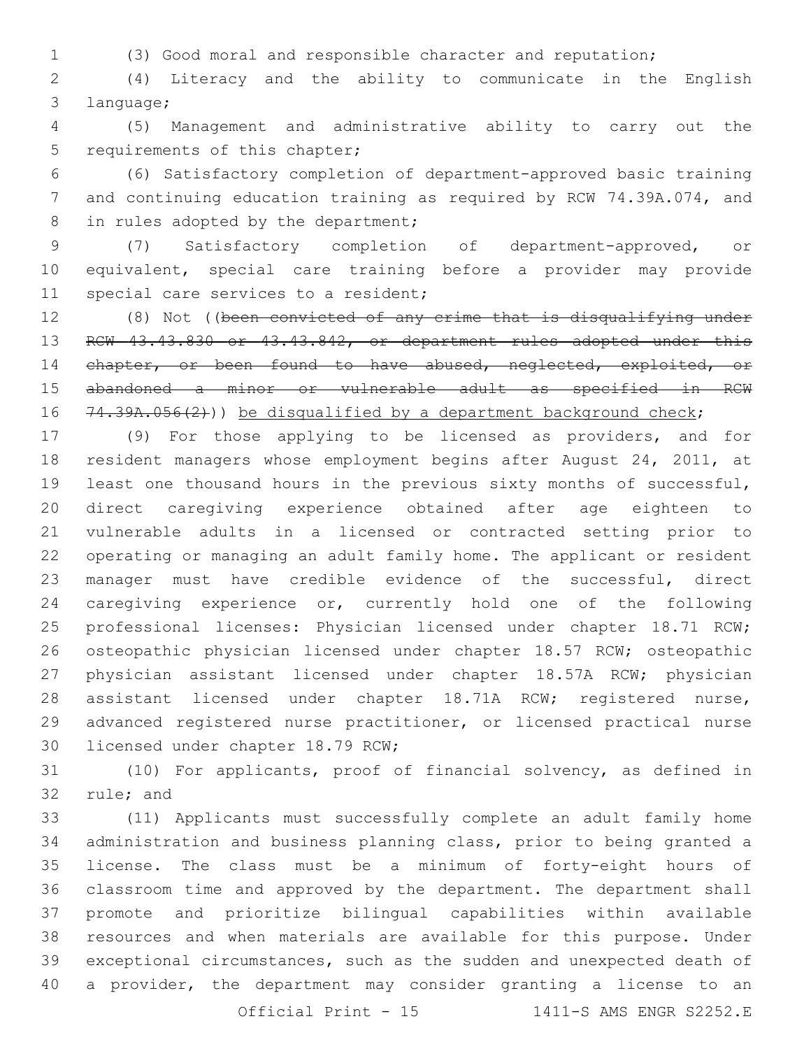(3) Good moral and responsible character and reputation;

(4) Literacy and the ability to communicate in the English language;

(5) Management and administrative ability to carry out the requirements of this chapter;

(6) Satisfactory completion of department-approved basic training and continuing education training as required by RCW 74.39A.074, and in rules adopted by the department;

(7) Satisfactory completion of department-approved, or equivalent, special care training before a provider may provide special care services to a resident;

(8) Not ((~~been convicted of any crime that is disqualifying under RCW 43.43.830 or 43.43.842, or department rules adopted under this chapter, or been found to have abused, neglected, exploited, or abandoned a minor or vulnerable adult as specified in RCW 74.39A.056(2)~~)) <u>be disqualified by a department background check</u>;

(9) For those applying to be licensed as providers, and for resident managers whose employment begins after August 24, 2011, at least one thousand hours in the previous sixty months of successful, direct caregiving experience obtained after age eighteen to vulnerable adults in a licensed or contracted setting prior to operating or managing an adult family home. The applicant or resident manager must have credible evidence of the successful, direct caregiving experience or, currently hold one of the following professional licenses: Physician licensed under chapter 18.71 RCW; osteopathic physician licensed under chapter 18.57 RCW; osteopathic physician assistant licensed under chapter 18.57A RCW; physician assistant licensed under chapter 18.71A RCW; registered nurse, advanced registered nurse practitioner, or licensed practical nurse licensed under chapter 18.79 RCW;

(10) For applicants, proof of financial solvency, as defined in rule; and

(11) Applicants must successfully complete an adult family home administration and business planning class, prior to being granted a license. The class must be a minimum of forty-eight hours of classroom time and approved by the department. The department shall promote and prioritize bilingual capabilities within available resources and when materials are available for this purpose. Under exceptional circumstances, such as the sudden and unexpected death of a provider, the department may consider granting a license to an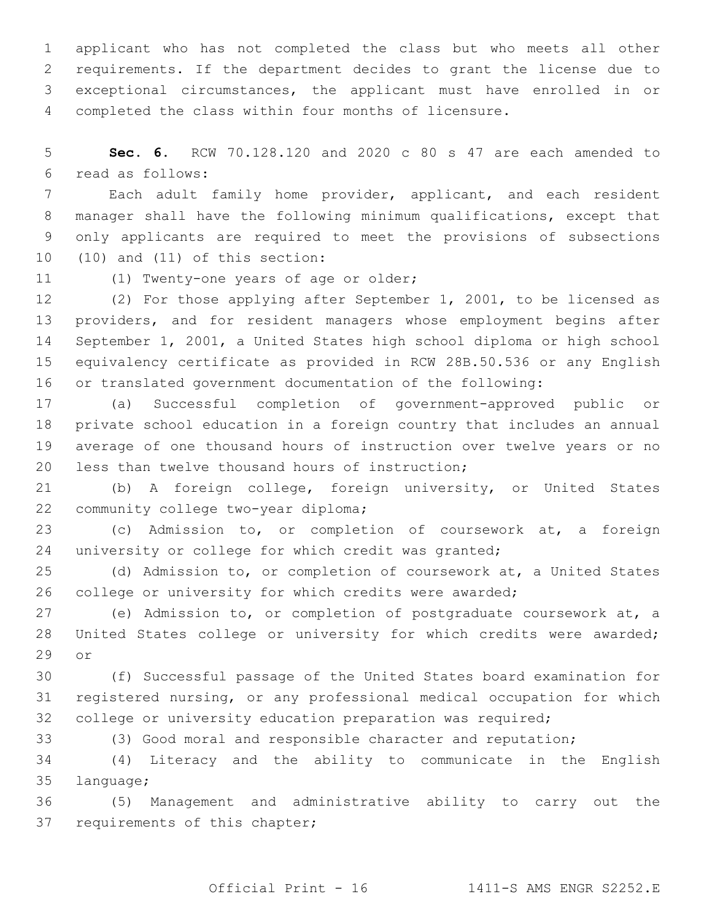applicant who has not completed the class but who meets all other requirements. If the department decides to grant the license due to exceptional circumstances, the applicant must have enrolled in or completed the class within four months of licensure.

**Sec. 6.** RCW 70.128.120 and 2020 c 80 s 47 are each amended to read as follows:

Each adult family home provider, applicant, and each resident manager shall have the following minimum qualifications, except that only applicants are required to meet the provisions of subsections (10) and (11) of this section:

(1) Twenty-one years of age or older;

(2) For those applying after September 1, 2001, to be licensed as providers, and for resident managers whose employment begins after September 1, 2001, a United States high school diploma or high school equivalency certificate as provided in RCW 28B.50.536 or any English or translated government documentation of the following:

(a) Successful completion of government-approved public or private school education in a foreign country that includes an annual average of one thousand hours of instruction over twelve years or no less than twelve thousand hours of instruction;

(b) A foreign college, foreign university, or United States community college two-year diploma;

(c) Admission to, or completion of coursework at, a foreign university or college for which credit was granted;

(d) Admission to, or completion of coursework at, a United States college or university for which credits were awarded;

(e) Admission to, or completion of postgraduate coursework at, a United States college or university for which credits were awarded; or

(f) Successful passage of the United States board examination for registered nursing, or any professional medical occupation for which college or university education preparation was required;

(3) Good moral and responsible character and reputation;

(4) Literacy and the ability to communicate in the English language;

(5) Management and administrative ability to carry out the requirements of this chapter;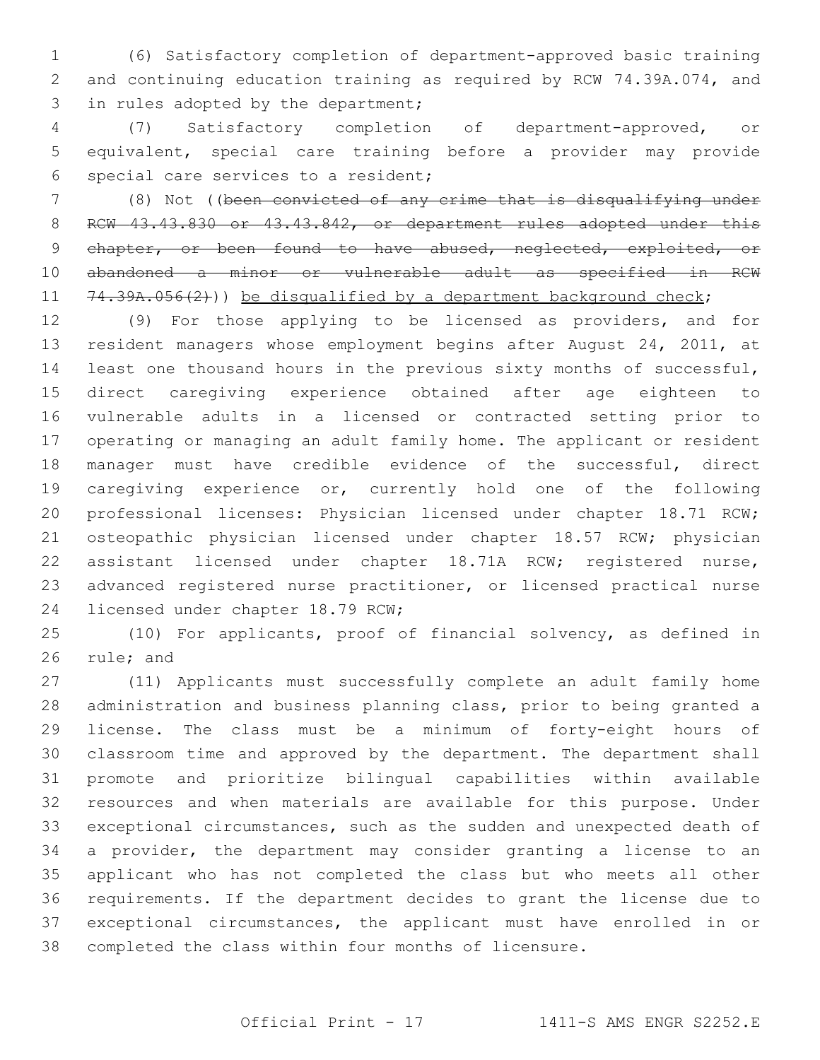(6) Satisfactory completion of department-approved basic training and continuing education training as required by RCW 74.39A.074, and in rules adopted by the department;

(7) Satisfactory completion of department-approved, or equivalent, special care training before a provider may provide special care services to a resident;

(8) Not ((~~been convicted of any crime that is disqualifying under RCW 43.43.830 or 43.43.842, or department rules adopted under this chapter, or been found to have abused, neglected, exploited, or abandoned a minor or vulnerable adult as specified in RCW 74.39A.056(2)~~)) be disqualified by a department background check;

(9) For those applying to be licensed as providers, and for resident managers whose employment begins after August 24, 2011, at least one thousand hours in the previous sixty months of successful, direct caregiving experience obtained after age eighteen to vulnerable adults in a licensed or contracted setting prior to operating or managing an adult family home. The applicant or resident manager must have credible evidence of the successful, direct caregiving experience or, currently hold one of the following professional licenses: Physician licensed under chapter 18.71 RCW; osteopathic physician licensed under chapter 18.57 RCW; physician assistant licensed under chapter 18.71A RCW; registered nurse, advanced registered nurse practitioner, or licensed practical nurse licensed under chapter 18.79 RCW;

(10) For applicants, proof of financial solvency, as defined in rule; and

(11) Applicants must successfully complete an adult family home administration and business planning class, prior to being granted a license. The class must be a minimum of forty-eight hours of classroom time and approved by the department. The department shall promote and prioritize bilingual capabilities within available resources and when materials are available for this purpose. Under exceptional circumstances, such as the sudden and unexpected death of a provider, the department may consider granting a license to an applicant who has not completed the class but who meets all other requirements. If the department decides to grant the license due to exceptional circumstances, the applicant must have enrolled in or completed the class within four months of licensure.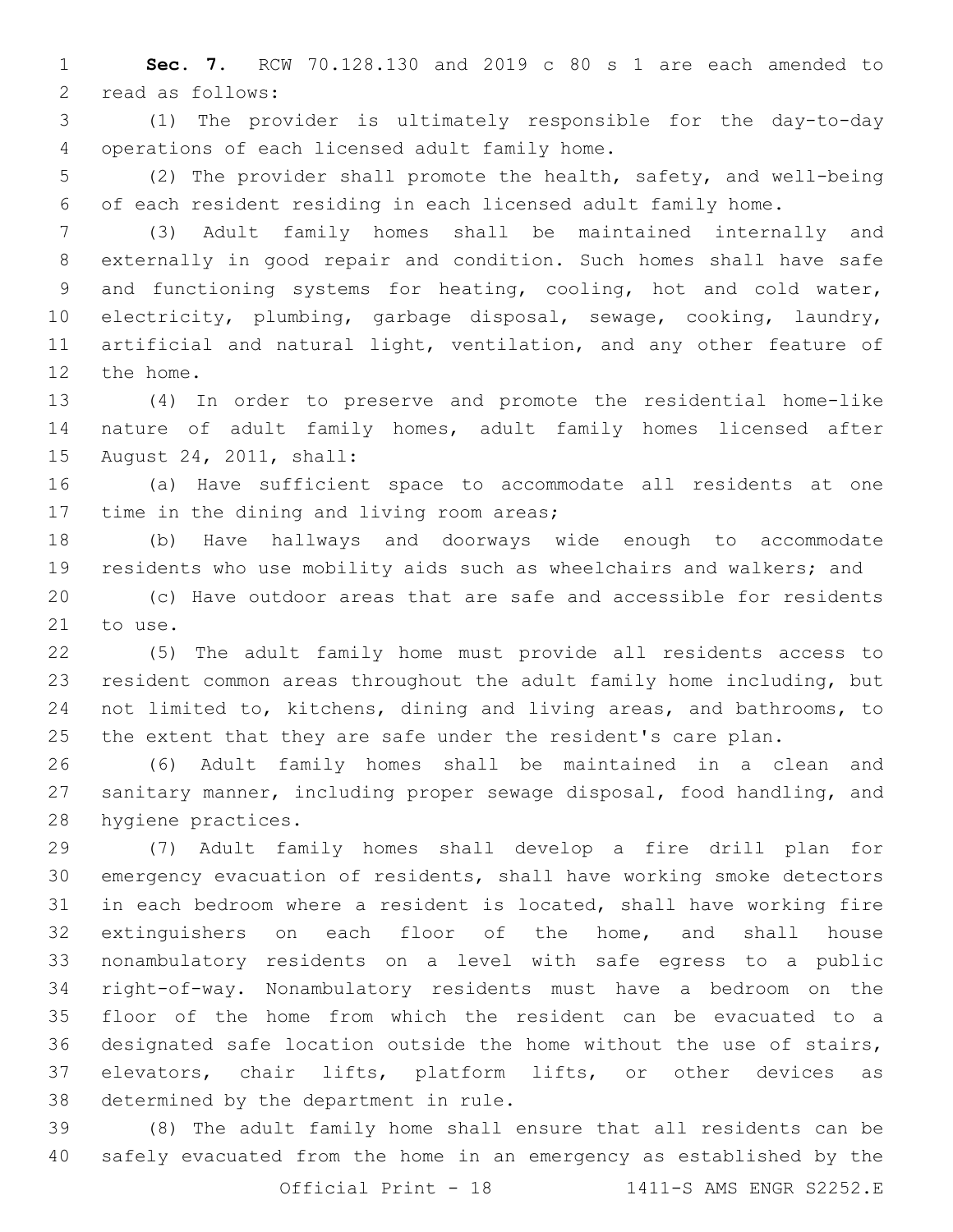**Sec. 7.** RCW 70.128.130 and 2019 c 80 s 1 are each amended to read as follows:

(1) The provider is ultimately responsible for the day-to-day operations of each licensed adult family home.

(2) The provider shall promote the health, safety, and well-being of each resident residing in each licensed adult family home.

(3) Adult family homes shall be maintained internally and externally in good repair and condition. Such homes shall have safe and functioning systems for heating, cooling, hot and cold water, electricity, plumbing, garbage disposal, sewage, cooking, laundry, artificial and natural light, ventilation, and any other feature of the home.

(4) In order to preserve and promote the residential home-like nature of adult family homes, adult family homes licensed after August 24, 2011, shall:

(a) Have sufficient space to accommodate all residents at one time in the dining and living room areas;

(b) Have hallways and doorways wide enough to accommodate residents who use mobility aids such as wheelchairs and walkers; and

(c) Have outdoor areas that are safe and accessible for residents to use.

(5) The adult family home must provide all residents access to resident common areas throughout the adult family home including, but not limited to, kitchens, dining and living areas, and bathrooms, to the extent that they are safe under the resident's care plan.

(6) Adult family homes shall be maintained in a clean and sanitary manner, including proper sewage disposal, food handling, and hygiene practices.

(7) Adult family homes shall develop a fire drill plan for emergency evacuation of residents, shall have working smoke detectors in each bedroom where a resident is located, shall have working fire extinguishers on each floor of the home, and shall house nonambulatory residents on a level with safe egress to a public right-of-way. Nonambulatory residents must have a bedroom on the floor of the home from which the resident can be evacuated to a designated safe location outside the home without the use of stairs, elevators, chair lifts, platform lifts, or other devices as determined by the department in rule.

(8) The adult family home shall ensure that all residents can be safely evacuated from the home in an emergency as established by the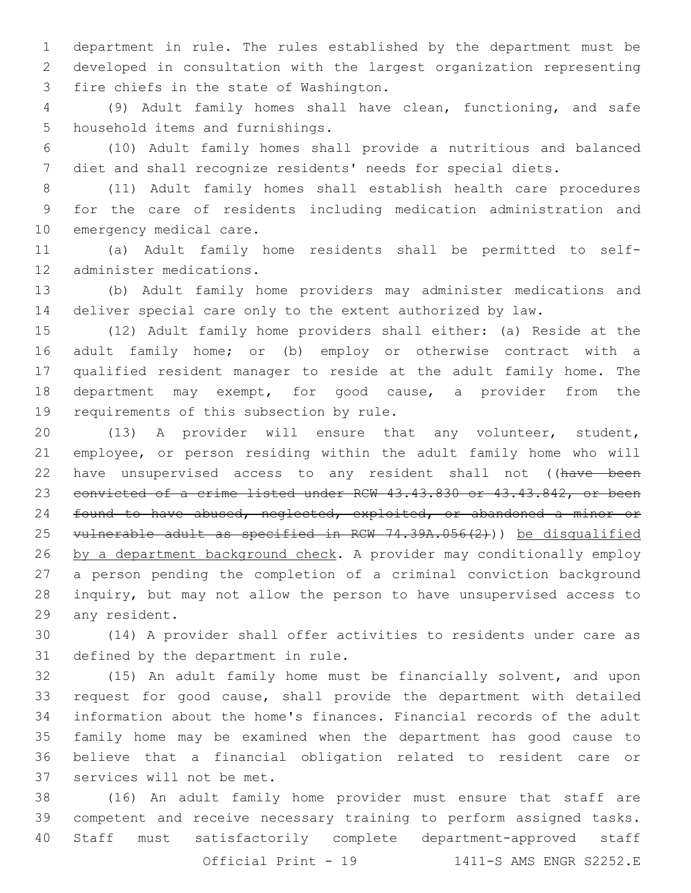department in rule. The rules established by the department must be developed in consultation with the largest organization representing fire chiefs in the state of Washington.

(9) Adult family homes shall have clean, functioning, and safe household items and furnishings.

(10) Adult family homes shall provide a nutritious and balanced diet and shall recognize residents' needs for special diets.

(11) Adult family homes shall establish health care procedures for the care of residents including medication administration and emergency medical care.

(a) Adult family home residents shall be permitted to self-administer medications.

(b) Adult family home providers may administer medications and deliver special care only to the extent authorized by law.

(12) Adult family home providers shall either: (a) Reside at the adult family home; or (b) employ or otherwise contract with a qualified resident manager to reside at the adult family home. The department may exempt, for good cause, a provider from the requirements of this subsection by rule.

(13) A provider will ensure that any volunteer, student, employee, or person residing within the adult family home who will have unsupervised access to any resident shall not ((~~have been convicted of a crime listed under RCW 43.43.830 or 43.43.842, or been found to have abused, neglected, exploited, or abandoned a minor or vulnerable adult as specified in RCW 74.39A.056(2)~~)) <u>be disqualified by a department background check</u>. A provider may conditionally employ a person pending the completion of a criminal conviction background inquiry, but may not allow the person to have unsupervised access to any resident.

(14) A provider shall offer activities to residents under care as defined by the department in rule.

(15) An adult family home must be financially solvent, and upon request for good cause, shall provide the department with detailed information about the home's finances. Financial records of the adult family home may be examined when the department has good cause to believe that a financial obligation related to resident care or services will not be met.

(16) An adult family home provider must ensure that staff are competent and receive necessary training to perform assigned tasks. Staff must satisfactorily complete department-approved staff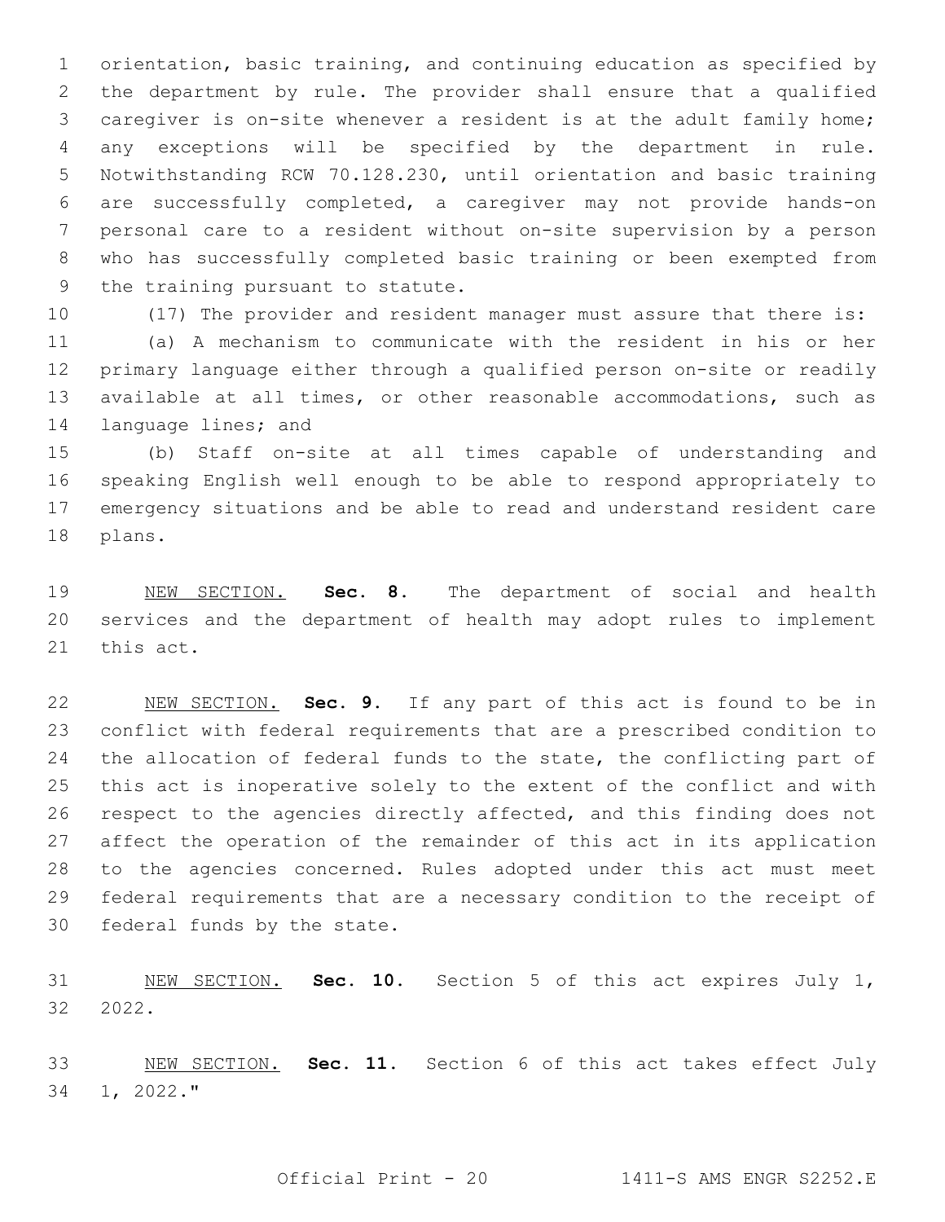orientation, basic training, and continuing education as specified by the department by rule. The provider shall ensure that a qualified caregiver is on-site whenever a resident is at the adult family home; any exceptions will be specified by the department in rule. Notwithstanding RCW 70.128.230, until orientation and basic training are successfully completed, a caregiver may not provide hands-on personal care to a resident without on-site supervision by a person who has successfully completed basic training or been exempted from the training pursuant to statute.

(17) The provider and resident manager must assure that there is:

(a) A mechanism to communicate with the resident in his or her primary language either through a qualified person on-site or readily available at all times, or other reasonable accommodations, such as language lines; and

(b) Staff on-site at all times capable of understanding and speaking English well enough to be able to respond appropriately to emergency situations and be able to read and understand resident care plans.

NEW SECTION. **Sec. 8.** The department of social and health services and the department of health may adopt rules to implement this act.

NEW SECTION. **Sec. 9.** If any part of this act is found to be in conflict with federal requirements that are a prescribed condition to the allocation of federal funds to the state, the conflicting part of this act is inoperative solely to the extent of the conflict and with respect to the agencies directly affected, and this finding does not affect the operation of the remainder of this act in its application to the agencies concerned. Rules adopted under this act must meet federal requirements that are a necessary condition to the receipt of federal funds by the state.

NEW SECTION. **Sec. 10.** Section 5 of this act expires July 1, 2022.

NEW SECTION. **Sec. 11.** Section 6 of this act takes effect July 1, 2022."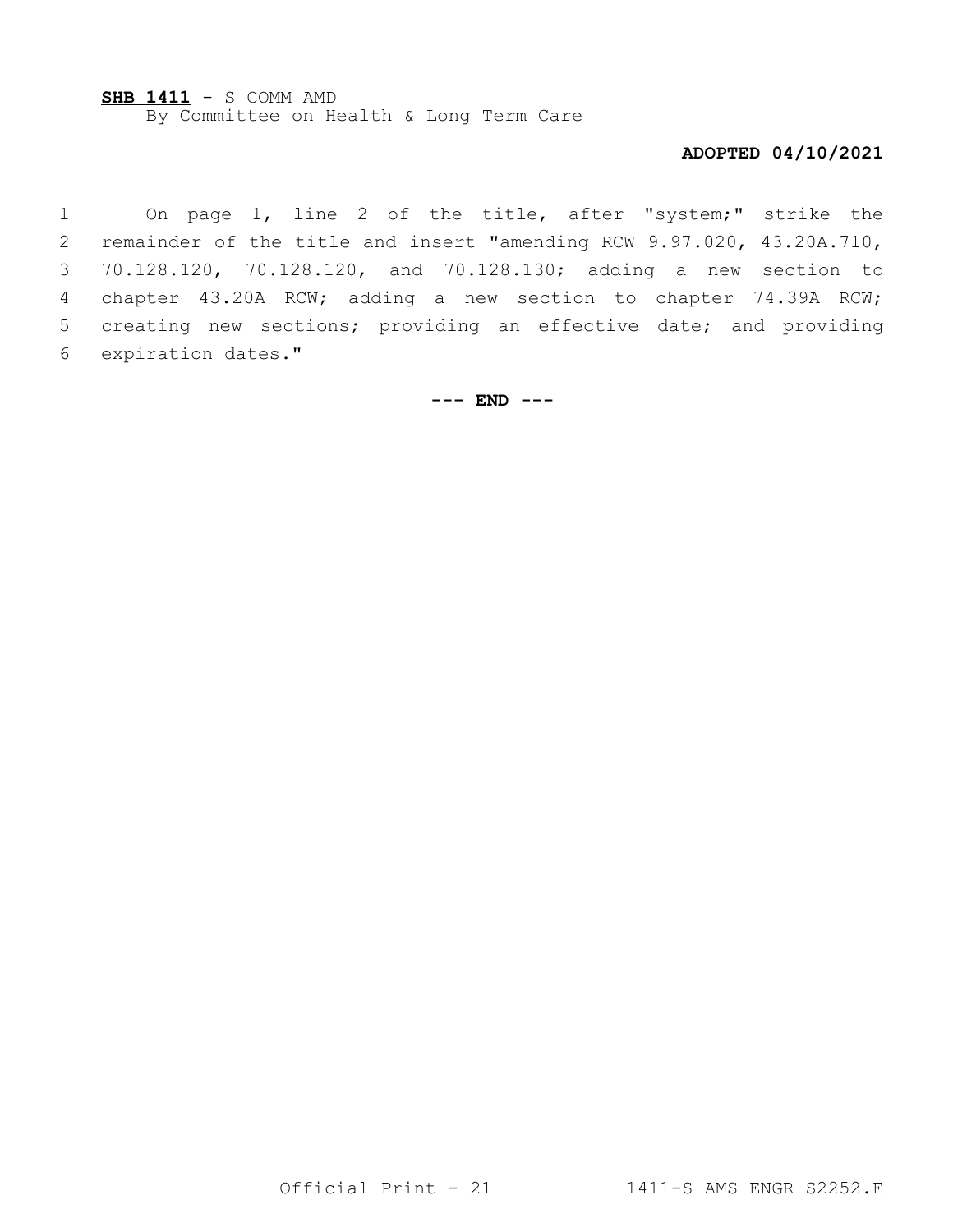**SHB 1411** - S COMM AMD
By Committee on Health & Long Term Care

**ADOPTED 04/10/2021**

On page 1, line 2 of the title, after "system;" strike the remainder of the title and insert "amending RCW 9.97.020, 43.20A.710, 70.128.120, 70.128.120, and 70.128.130; adding a new section to chapter 43.20A RCW; adding a new section to chapter 74.39A RCW; creating new sections; providing an effective date; and providing expiration dates."

**--- END ---**